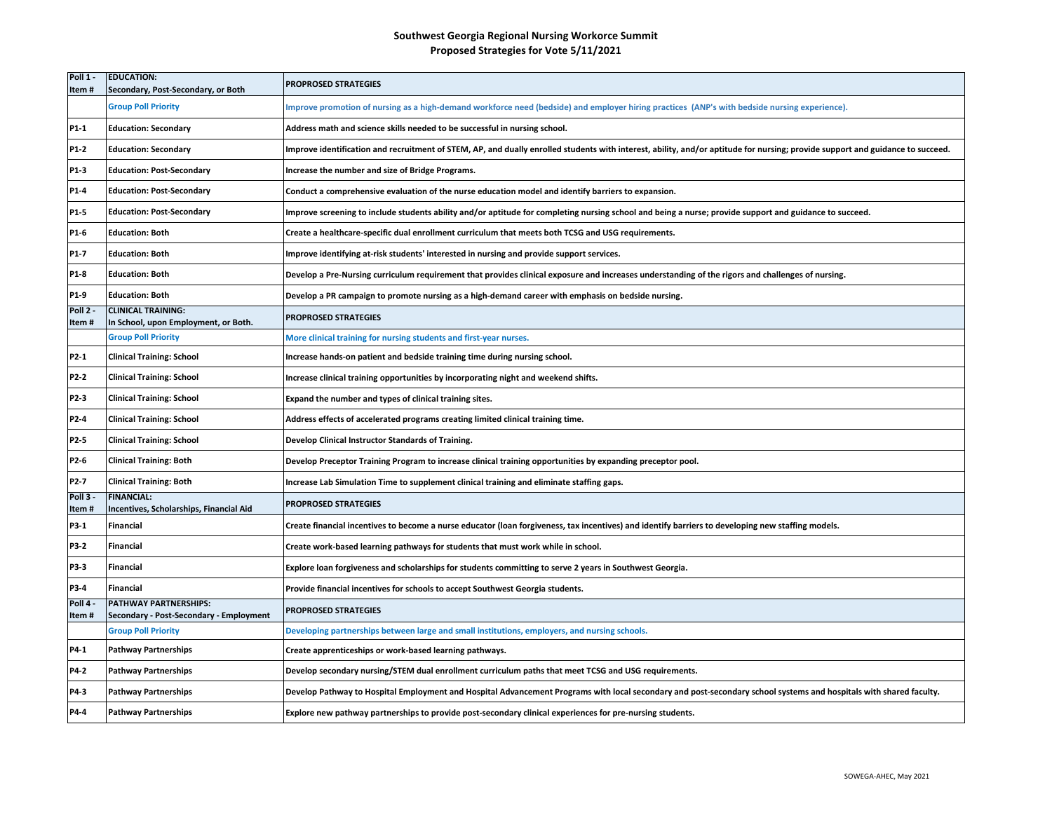# Southwest Georgia Regional Nursing Workorce Summit

## Proposed Strategies for Vote 5/11/2021

| Poll 1 - Item # | EDUCATION: Secondary, Post-Secondary, or Both | PROPROSED STRATEGIES |
|---|---|---|
| | Group Poll Priority | Improve promotion of nursing as a high-demand workforce need (bedside) and employer hiring practices (ANP's with bedside nursing experience). |
| P1-1 | Education: Secondary | Address math and science skills needed to be successful in nursing school. |
| P1-2 | Education: Secondary | Improve identification and recruitment of STEM, AP, and dually enrolled students with interest, ability, and/or aptitude for nursing; provide support and guidance to succeed. |
| P1-3 | Education: Post-Secondary | Increase the number and size of Bridge Programs. |
| P1-4 | Education: Post-Secondary | Conduct a comprehensive evaluation of the nurse education model and identify barriers to expansion. |
| P1-5 | Education: Post-Secondary | Improve screening to include students ability and/or aptitude for completing nursing school and being a nurse; provide support and guidance to succeed. |
| P1-6 | Education: Both | Create a healthcare-specific dual enrollment curriculum that meets both TCSG and USG requirements. |
| P1-7 | Education: Both | Improve identifying at-risk students' interested in nursing and provide support services. |
| P1-8 | Education: Both | Develop a Pre-Nursing curriculum requirement that provides clinical exposure and increases understanding of the rigors and challenges of nursing. |
| P1-9 | Education: Both | Develop a PR campaign to promote nursing as a high-demand career with emphasis on bedside nursing. |
| Poll 2 - Item # | CLINICAL TRAINING: In School, upon Employment, or Both. | PROPOSED STRATEGIES |
| | Group Poll Priority | More clinical training for nursing students and first-year nurses. |
| P2-1 | Clinical Training: School | Increase hands-on patient and bedside training time during nursing school. |
| P2-2 | Clinical Training: School | Increase clinical training opportunities by incorporating night and weekend shifts. |
| P2-3 | Clinical Training: School | Expand the number and types of clinical training sites. |
| P2-4 | Clinical Training: School | Address effects of accelerated programs creating limited clinical training time. |
| P2-5 | Clinical Training: School | Develop Clinical Instructor Standards of Training. |
| P2-6 | Clinical Training: Both | Develop Preceptor Training Program to increase clinical training opportunities by expanding preceptor pool. |
| P2-7 | Clinical Training: Both | Increase Lab Simulation Time to supplement clinical training and eliminate staffing gaps. |
| Poll 3 - Item # | FINANCIAL: Incentives, Scholarships, Financial Aid | PROPOSED STRATEGIES |
| P3-1 | Financial | Create financial incentives to become a nurse educator (loan forgiveness, tax incentives) and identify barriers to developing new staffing models. |
| P3-2 | Financial | Create work-based learning pathways for students that must work while in school. |
| P3-3 | Financial | Explore loan forgiveness and scholarships for students committing to serve 2 years in Southwest Georgia. |
| P3-4 | Financial | Provide financial incentives for schools to accept Southwest Georgia students. |
| Poll 4 - Item # | PATHWAY PARTNERSHIPS: Secondary - Post-Secondary - Employment | PROPOSED STRATEGIES |
| | Group Poll Priority | Developing partnerships between large and small institutions, employers, and nursing schools. |
| P4-1 | Pathway Partnerships | Create apprenticeships or work-based learning pathways. |
| P4-2 | Pathway Partnerships | Develop secondary nursing/STEM dual enrollment curriculum paths that meet TCSG and USG requirements. |
| P4-3 | Pathway Partnerships | Develop Pathway to Hospital Employment and Hospital Advancement Programs with local secondary and post-secondary school systems and hospitals with shared faculty. |
| P4-4 | Pathway Partnerships | Explore new pathway partnerships to provide post-secondary clinical experiences for pre-nursing students. |

SOWEGA-AHEC, May 2021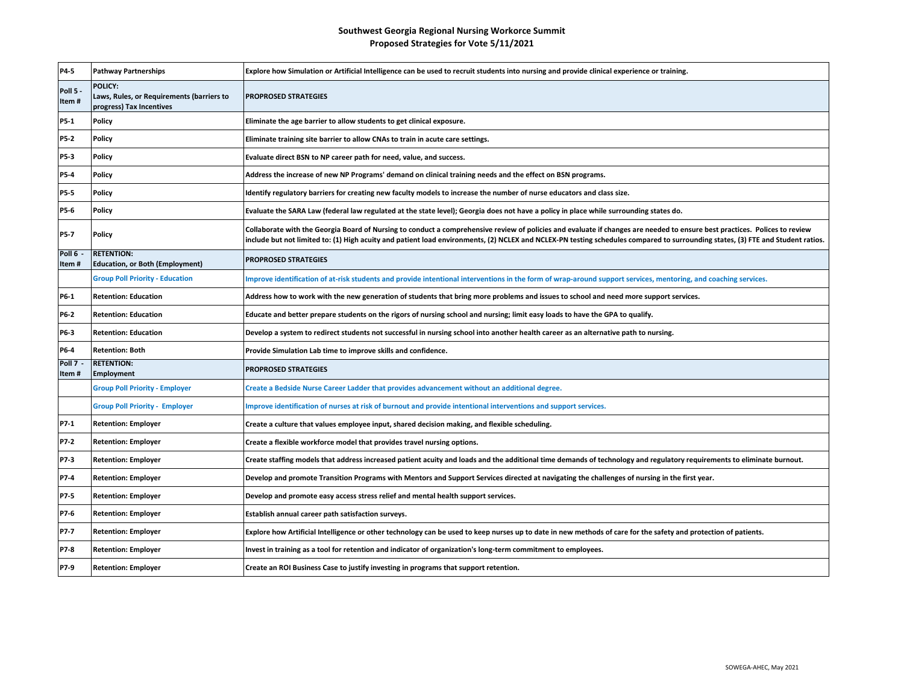## Southwest Georgia Regional Nursing Workorce Summit
## Proposed Strategies for Vote 5/11/2021

| | | |
|---|---|---|
| **P4-5** | **Pathway Partnerships** | **Explore how Simulation or Artificial Intelligence can be used to recruit students into nursing and provide clinical experience or training.** |
| **Poll 5 - Item #** | **POLICY: Laws, Rules, or Requirements (barriers to progress) Tax Incentives** | **PRORPOSED STRATEGIES** |
| **P5-1** | **Policy** | **Eliminate the age barrier to allow students to get clinical exposure.** |
| **P5-2** | **Policy** | **Eliminate training site barrier to allow CNAs to train in acute care settings.** |
| **P5-3** | **Policy** | **Evaluate direct BSN to NP career path for need, value, and success.** |
| **P5-4** | **Policy** | **Address the increase of new NP Programs' demand on clinical training needs and the effect on BSN programs.** |
| **P5-5** | **Policy** | **Identify regulatory barriers for creating new faculty models to increase the number of nurse educators and class size.** |
| **P5-6** | **Policy** | **Evaluate the SARA Law (federal law regulated at the state level); Georgia does not have a policy in place while surrounding states do.** |
| **P5-7** | **Policy** | **Collaborate with the Georgia Board of Nursing to conduct a comprehensive review of policies and evaluate if changes are needed to ensure best practices. Polices to review include but not limited to: (1) High acuity and patient load environments, (2) NCLEX and NCLEX-PN testing schedules compared to surrounding states, (3) FTE and Student ratios.** |
| **Poll 6 - Item #** | **RETENTION: Education, or Both (Employment)** | **PROPOSED STRATEGIES** |
| | **Group Poll Priority - Education** | **Improve identification of at-risk students and provide intentional interventions in the form of wrap-around support services, mentoring, and coaching services.** |
| **P6-1** | **Retention: Education** | **Address how to work with the new generation of students that bring more problems and issues to school and need more support services.** |
| **P6-2** | **Retention: Education** | **Educate and better prepare students on the rigors of nursing school and nursing; limit easy loads to have the GPA to qualify.** |
| **P6-3** | **Retention: Education** | **Develop a system to redirect students not successful in nursing school into another health career as an alternative path to nursing.** |
| **P6-4** | **Retention: Both** | **Provide Simulation Lab time to improve skills and confidence.** |
| **Poll 7 - Item #** | **RETENTION: Employment** | **PROPOSED STRATEGIES** |
| | **Group Poll Priority - Employer** | **Create a Bedside Nurse Career Ladder that provides advancement without an additional degree.** |
| | **Group Poll Priority - Employer** | **Improve identification of nurses at risk of burnout and provide intentional interventions and support services.** |
| **P7-1** | **Retention: Employer** | **Create a culture that values employee input, shared decision making, and flexible scheduling.** |
| **P7-2** | **Retention: Employer** | **Create a flexible workforce model that provides travel nursing options.** |
| **P7-3** | **Retention: Employer** | **Create staffing models that address increased patient acuity and loads and the additional time demands of technology and regulatory requirements to eliminate burnout.** |
| **P7-4** | **Retention: Employer** | **Develop and promote Transition Programs with Mentors and Support Services directed at navigating the challenges of nursing in the first year.** |
| **P7-5** | **Retention: Employer** | **Develop and promote easy access stress relief and mental health support services.** |
| **P7-6** | **Retention: Employer** | **Establish annual career path satisfaction surveys.** |
| **P7-7** | **Retention: Employer** | **Explore how Artificial Intelligence or other technology can be used to keep nurses up to date in new methods of care for the safety and protection of patients.** |
| **P7-8** | **Retention: Employer** | **Invest in training as a tool for retention and indicator of organization's long-term commitment to employees.** |
| **P7-9** | **Retention: Employer** | **Create an ROI Business Case to justify investing in programs that support retention.** |

SOWEGA-AHEC, May 2021